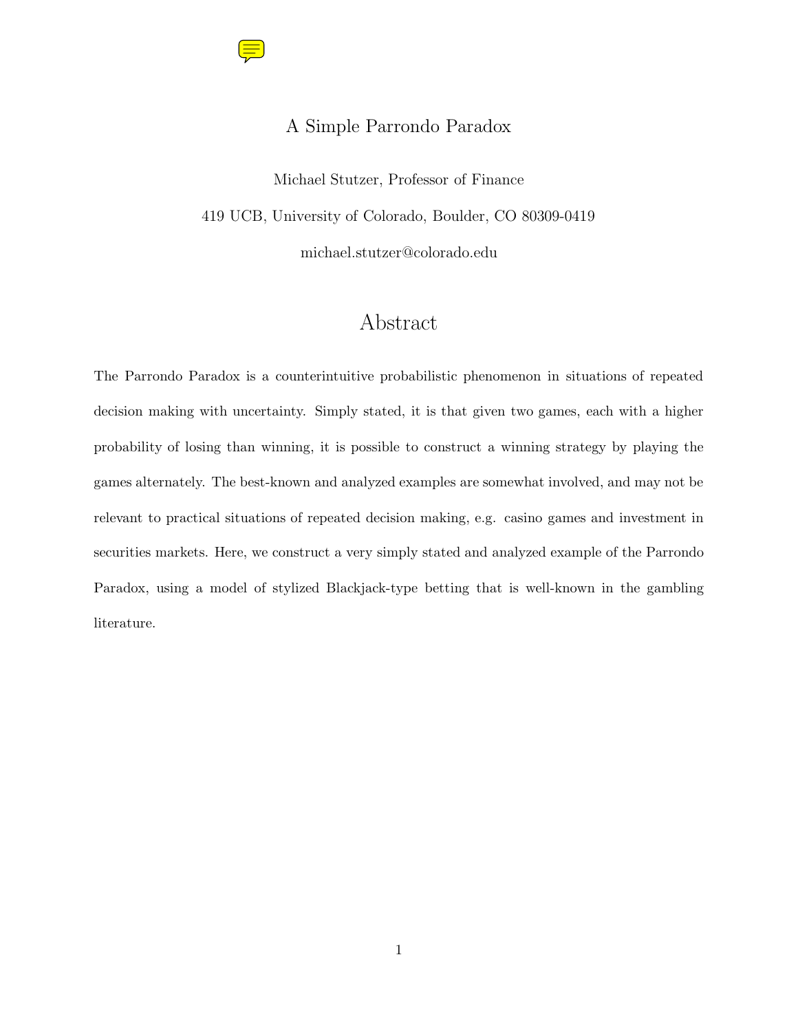# A Simple Parrondo Paradox

Michael Stutzer, Professor of Finance

419 UCB, University of Colorado, Boulder, CO 80309-0419

michael.stutzer@colorado.edu

## Abstract

The Parrondo Paradox is a counterintuitive probabilistic phenomenon in situations of repeated decision making with uncertainty. Simply stated, it is that given two games, each with a higher probability of losing than winning, it is possible to construct a winning strategy by playing the games alternately. The best-known and analyzed examples are somewhat involved, and may not be relevant to practical situations of repeated decision making, e.g. casino games and investment in securities markets. Here, we construct a very simply stated and analyzed example of the Parrondo Paradox, using a model of stylized Blackjack-type betting that is well-known in the gambling literature.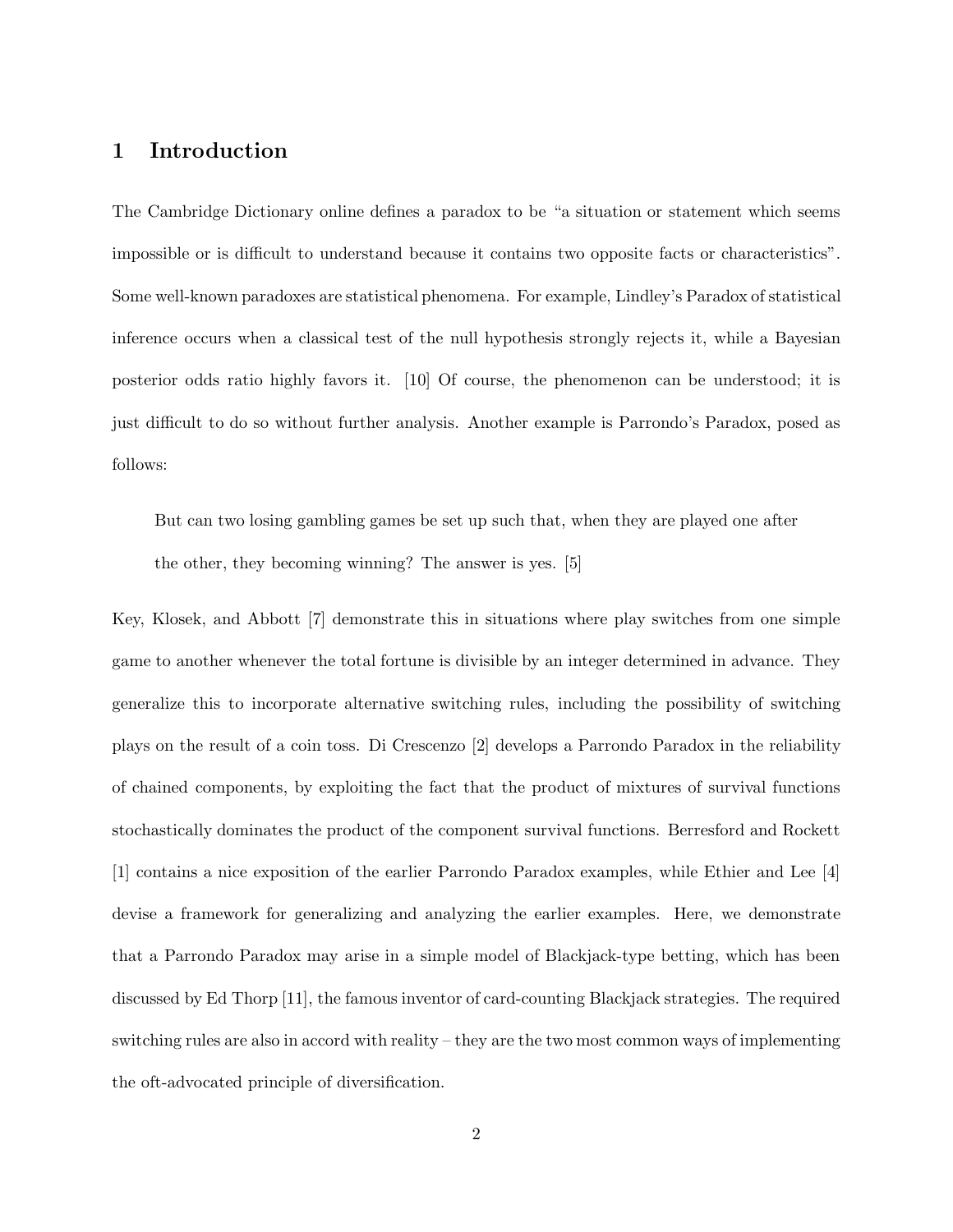## 1 Introduction

The Cambridge Dictionary online defines a paradox to be "a situation or statement which seems impossible or is difficult to understand because it contains two opposite facts or characteristics". Some well-known paradoxes are statistical phenomena. For example, Lindley's Paradox of statistical inference occurs when a classical test of the null hypothesis strongly rejects it, while a Bayesian posterior odds ratio highly favors it. [10] Of course, the phenomenon can be understood; it is just difficult to do so without further analysis. Another example is Parrondo's Paradox, posed as follows:

> But can two losing gambling games be set up such that, when they are played one after the other, they becoming winning? The answer is yes. [5]

Key, Klosek, and Abbott [7] demonstrate this in situations where play switches from one simple game to another whenever the total fortune is divisible by an integer determined in advance. They generalize this to incorporate alternative switching rules, including the possibility of switching plays on the result of a coin toss. Di Crescenzo [2] develops a Parrondo Paradox in the reliability of chained components, by exploiting the fact that the product of mixtures of survival functions stochastically dominates the product of the component survival functions. Berresford and Rockett [1] contains a nice exposition of the earlier Parrondo Paradox examples, while Ethier and Lee [4] devise a framework for generalizing and analyzing the earlier examples. Here, we demonstrate that a Parrondo Paradox may arise in a simple model of Blackjack-type betting, which has been discussed by Ed Thorp [11], the famous inventor of card-counting Blackjack strategies. The required switching rules are also in accord with reality – they are the two most common ways of implementing the oft-advocated principle of diversification.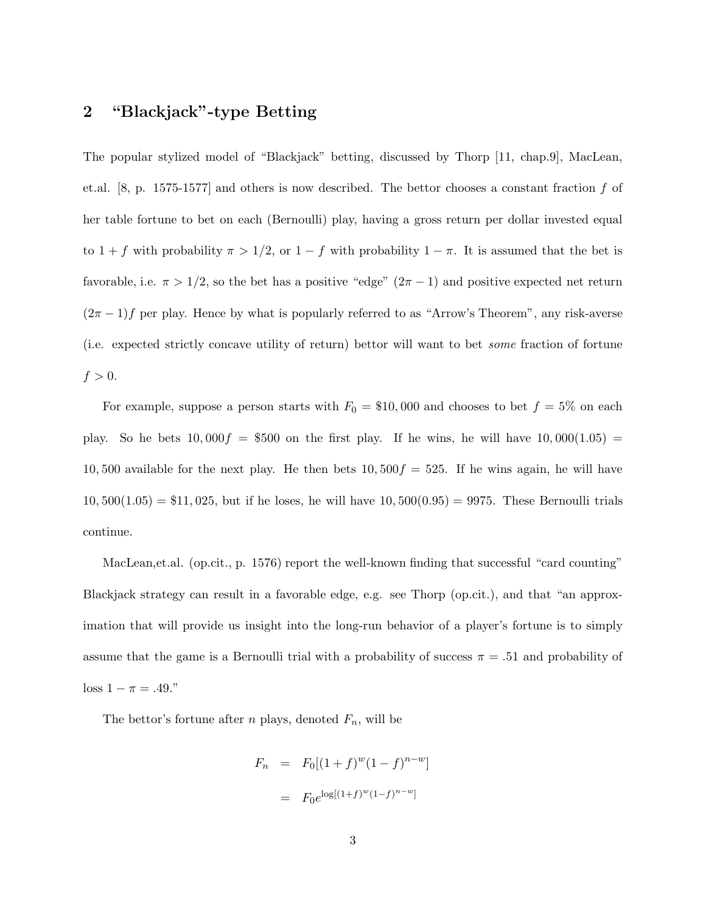## 2 "Blackjack"-type Betting

The popular stylized model of "Blackjack" betting, discussed by Thorp [11, chap.9], MacLean, et.al. [8, p. 1575-1577] and others is now described. The bettor chooses a constant fraction $f$ of her table fortune to bet on each (Bernoulli) play, having a gross return per dollar invested equal to $1 + f$ with probability $\pi > 1/2$, or $1 - f$ with probability $1 - \pi$. It is assumed that the bet is favorable, i.e. $\pi > 1/2$, so the bet has a positive "edge" $(2\pi - 1)$ and positive expected net return $(2\pi - 1)f$ per play. Hence by what is popularly referred to as "Arrow's Theorem", any risk-averse (i.e. expected strictly concave utility of return) bettor will want to bet *some* fraction of fortune $f > 0$.

For example, suppose a person starts with $F_0 = \$10,000$ and chooses to bet $f = 5\%$ on each play. So he bets $10,000f = \$500$ on the first play. If he wins, he will have $10,000(1.05) = 10,500$ available for the next play. He then bets $10,500f = 525$. If he wins again, he will have $10,500(1.05) = \$11,025$, but if he loses, he will have $10,500(0.95) = 9975$. These Bernoulli trials continue.

MacLean,et.al. (op.cit., p. 1576) report the well-known finding that successful "card counting" Blackjack strategy can result in a favorable edge, e.g. see Thorp (op.cit.), and that "an approximation that will provide us insight into the long-run behavior of a player's fortune is to simply assume that the game is a Bernoulli trial with a probability of success $\pi = .51$ and probability of loss $1 - \pi = .49$."

The bettor's fortune after $n$ plays, denoted $F_n$, will be

$$
\begin{aligned}
F_n &= F_0[(1+f)^w(1-f)^{n-w}] \\
&= F_0 e^{\log[(1+f)^w(1-f)^{n-w}]}
\end{aligned}
$$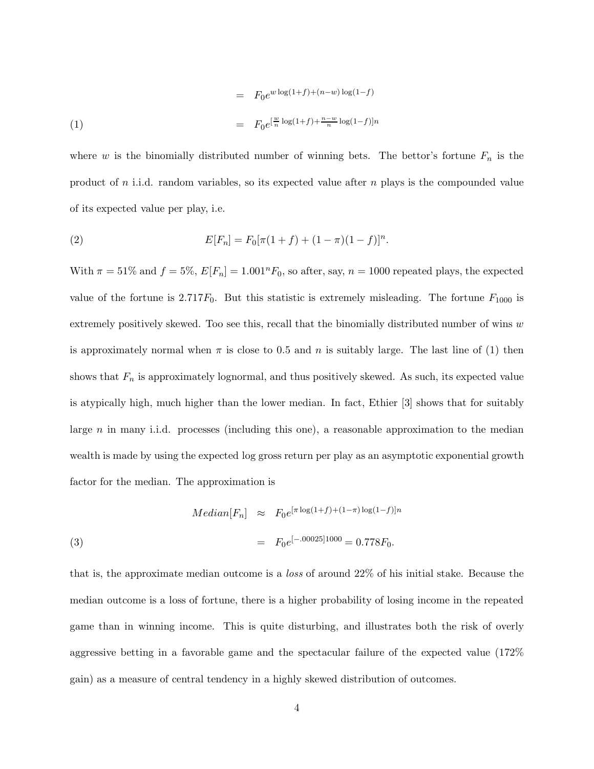$$
\begin{aligned}
&= F_0 e^{w \log(1+f) + (n-w) \log(1-f)} \\
&= F_0 e^{[\frac{w}{n} \log(1+f) + \frac{n-w}{n} \log(1-f)]n} \qquad (1)
\end{aligned}
$$

where $w$ is the binomially distributed number of winning bets. The bettor's fortune $F_n$ is the product of $n$ i.i.d. random variables, so its expected value after $n$ plays is the compounded value of its expected value per play, i.e.

$$
E[F_n] = F_0[\pi(1+f) + (1-\pi)(1-f)]^n. \qquad (2)
$$

With $\pi = 51\%$ and $f = 5\%$, $E[F_n] = 1.001^n F_0$, so after, say, $n = 1000$ repeated plays, the expected value of the fortune is $2.717 F_0$. But this statistic is extremely misleading. The fortune $F_{1000}$ is extremely positively skewed. Too see this, recall that the binomially distributed number of wins $w$ is approximately normal when $\pi$ is close to 0.5 and $n$ is suitably large. The last line of (1) then shows that $F_n$ is approximately lognormal, and thus positively skewed. As such, its expected value is atypically high, much higher than the lower median. In fact, Ethier [3] shows that for suitably large $n$ in many i.i.d. processes (including this one), a reasonable approximation to the median wealth is made by using the expected log gross return per play as an asymptotic exponential growth factor for the median. The approximation is

$$
\begin{aligned}
Median[F_n] &\approx F_0 e^{[\pi \log(1+f) + (1-\pi) \log(1-f)]n} \\
&= F_0 e^{[-.00025]1000} = 0.778 F_0. \qquad (3)
\end{aligned}
$$

that is, the approximate median outcome is a *loss* of around 22% of his initial stake. Because the median outcome is a loss of fortune, there is a higher probability of losing income in the repeated game than in winning income. This is quite disturbing, and illustrates both the risk of overly aggressive betting in a favorable game and the spectacular failure of the expected value (172% gain) as a measure of central tendency in a highly skewed distribution of outcomes.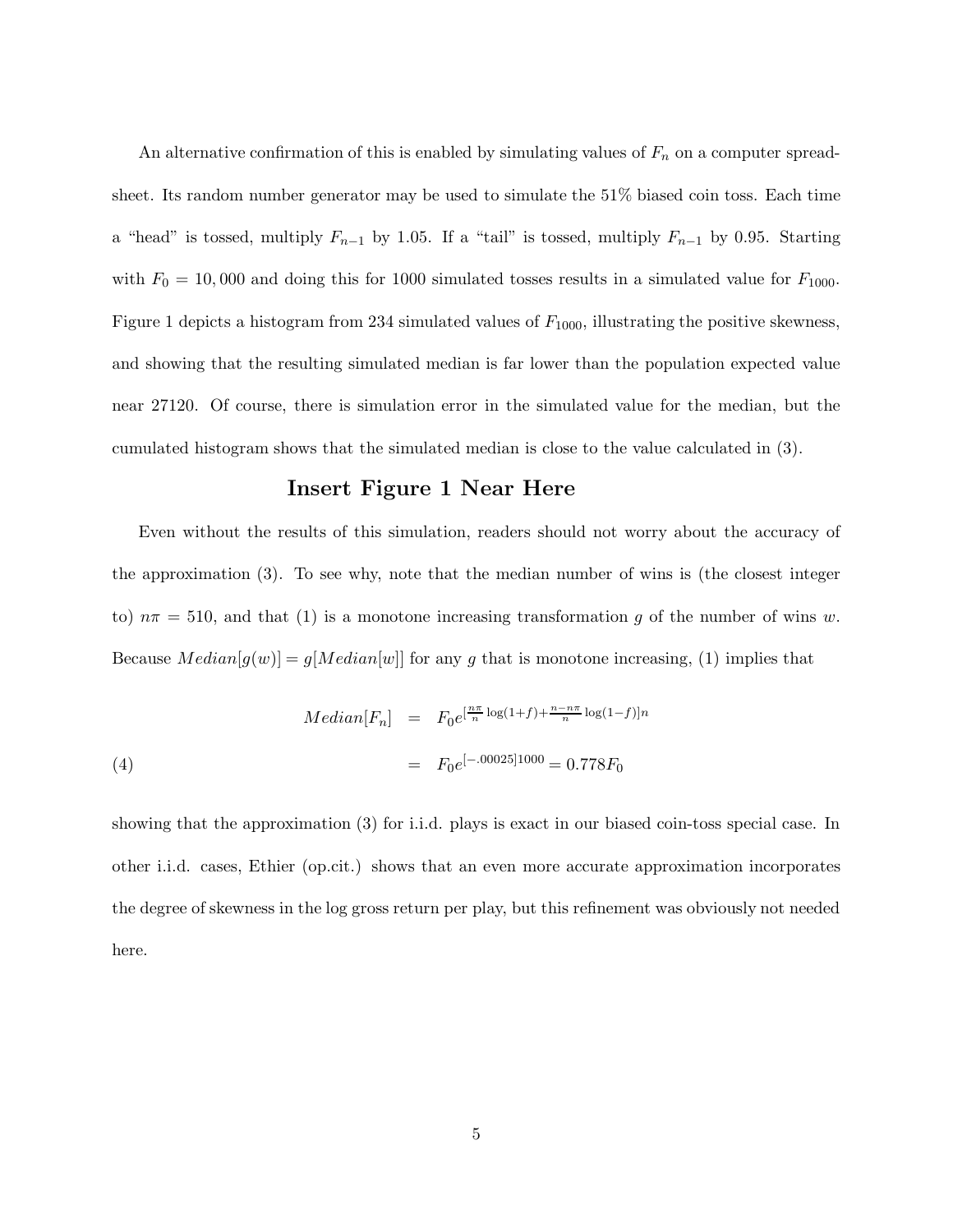An alternative confirmation of this is enabled by simulating values of $F_n$ on a computer spreadsheet. Its random number generator may be used to simulate the 51% biased coin toss. Each time a "head" is tossed, multiply $F_{n-1}$ by 1.05. If a "tail" is tossed, multiply $F_{n-1}$ by 0.95. Starting with $F_0 = 10,000$ and doing this for 1000 simulated tosses results in a simulated value for $F_{1000}$. Figure 1 depicts a histogram from 234 simulated values of $F_{1000}$, illustrating the positive skewness, and showing that the resulting simulated median is far lower than the population expected value near 27120. Of course, there is simulation error in the simulated value for the median, but the cumulated histogram shows that the simulated median is close to the value calculated in (3).

## Insert Figure 1 Near Here

Even without the results of this simulation, readers should not worry about the accuracy of the approximation (3). To see why, note that the median number of wins is (the closest integer to) $n\pi = 510$, and that (1) is a monotone increasing transformation $g$ of the number of wins $w$. Because $Median[g(w)] = g[Median[w]]$ for any $g$ that is monotone increasing, (1) implies that

$$
\begin{aligned}
Median[F_n] &= F_0 e^{[\frac{n\pi}{n}\log(1+f)+\frac{n-n\pi}{n}\log(1-f)]n} \\
&= F_0 e^{[-.00025]1000} = 0.778F_0 \qquad (4)
\end{aligned}
$$

showing that the approximation (3) for i.i.d. plays is exact in our biased coin-toss special case. In other i.i.d. cases, Ethier (op.cit.) shows that an even more accurate approximation incorporates the degree of skewness in the log gross return per play, but this refinement was obviously not needed here.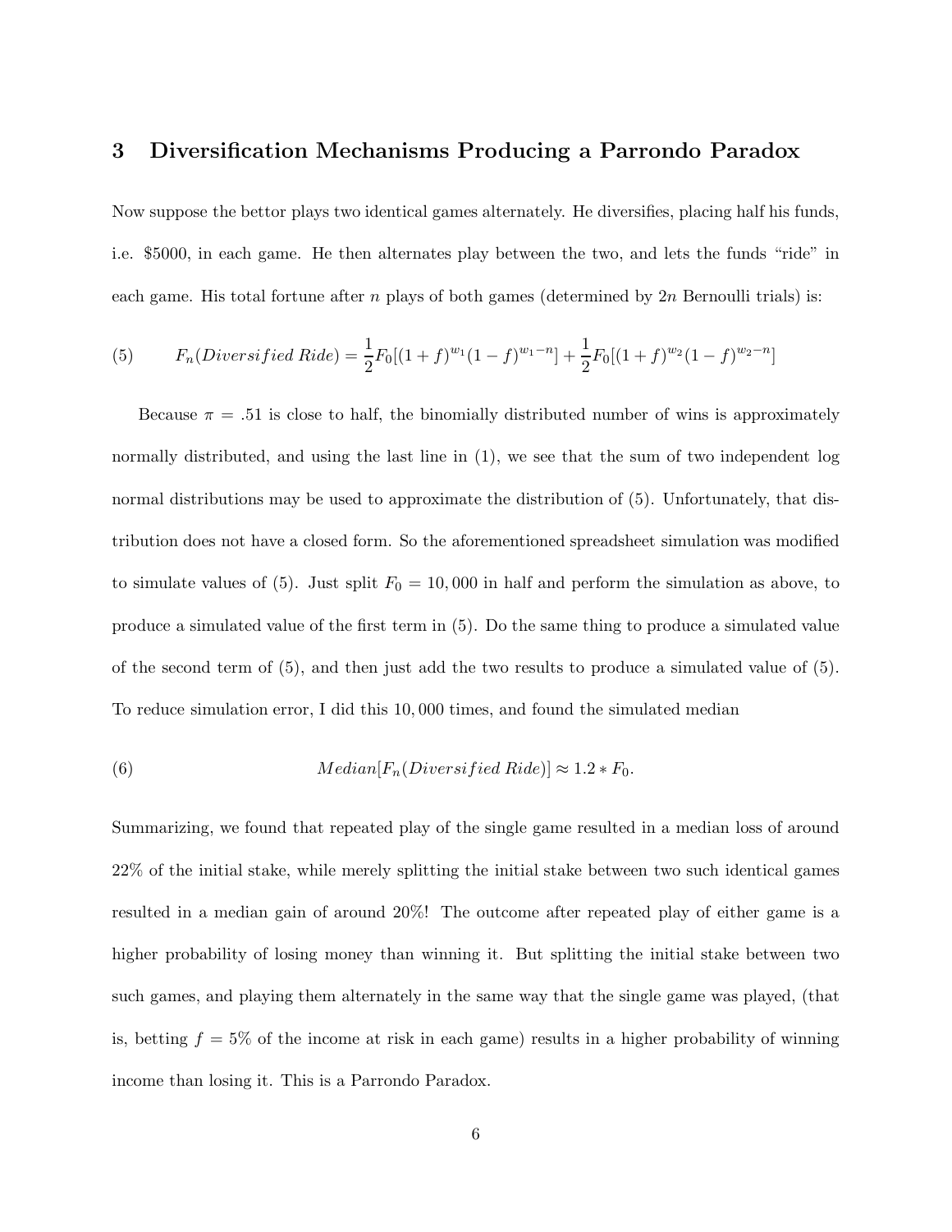## 3 Diversification Mechanisms Producing a Parrondo Paradox

Now suppose the bettor plays two identical games alternately. He diversifies, placing half his funds, i.e. $5000, in each game. He then alternates play between the two, and lets the funds "ride" in each game. His total fortune after $n$ plays of both games (determined by $2n$ Bernoulli trials) is:

$$(5) \qquad F_n(Diversified\ Ride) = \frac{1}{2}F_0[(1+f)^{w_1}(1-f)^{w_1-n}] + \frac{1}{2}F_0[(1+f)^{w_2}(1-f)^{w_2-n}]$$

Because $\pi = .51$ is close to half, the binomially distributed number of wins is approximately normally distributed, and using the last line in (1), we see that the sum of two independent log normal distributions may be used to approximate the distribution of (5). Unfortunately, that distribution does not have a closed form. So the aforementioned spreadsheet simulation was modified to simulate values of (5). Just split $F_0 = 10,000$ in half and perform the simulation as above, to produce a simulated value of the first term in (5). Do the same thing to produce a simulated value of the second term of (5), and then just add the two results to produce a simulated value of (5). To reduce simulation error, I did this 10,000 times, and found the simulated median

$$(6) \qquad Median[F_n(Diversified\ Ride)] \approx 1.2 * F_0.$$

Summarizing, we found that repeated play of the single game resulted in a median loss of around 22% of the initial stake, while merely splitting the initial stake between two such identical games resulted in a median gain of around 20%! The outcome after repeated play of either game is a higher probability of losing money than winning it. But splitting the initial stake between two such games, and playing them alternately in the same way that the single game was played, (that is, betting $f = 5\%$ of the income at risk in each game) results in a higher probability of winning income than losing it. This is a Parrondo Paradox.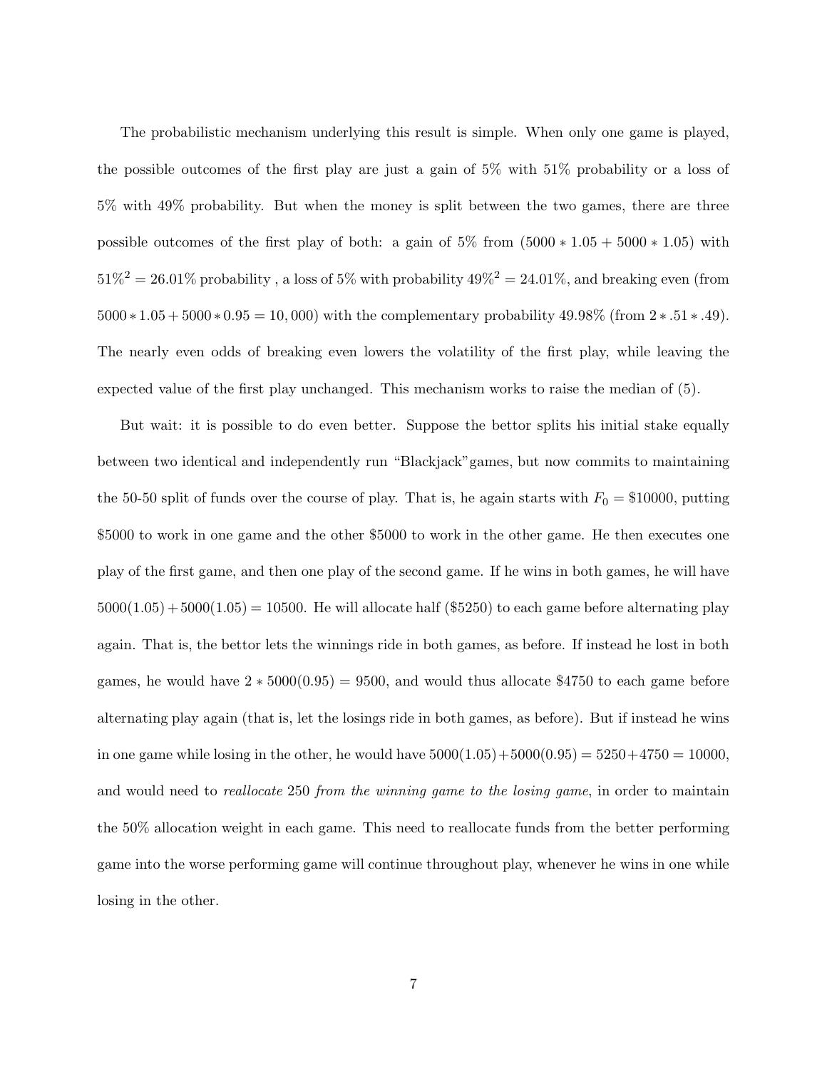The probabilistic mechanism underlying this result is simple. When only one game is played, the possible outcomes of the first play are just a gain of 5% with 51% probability or a loss of 5% with 49% probability. But when the money is split between the two games, there are three possible outcomes of the first play of both: a gain of 5% from $(5000 * 1.05 + 5000 * 1.05)$ with $51\%^2 = 26.01\%$ probability , a loss of 5% with probability $49\%^2 = 24.01\%$, and breaking even (from $5000 * 1.05 + 5000 * 0.95 = 10,000$) with the complementary probability 49.98% (from $2 * .51 * .49$). The nearly even odds of breaking even lowers the volatility of the first play, while leaving the expected value of the first play unchanged. This mechanism works to raise the median of (5).

But wait: it is possible to do even better. Suppose the bettor splits his initial stake equally between two identical and independently run "Blackjack"games, but now commits to maintaining the 50-50 split of funds over the course of play. That is, he again starts with $F_0 = \$10000$, putting \$5000 to work in one game and the other \$5000 to work in the other game. He then executes one play of the first game, and then one play of the second game. If he wins in both games, he will have $5000(1.05) + 5000(1.05) = 10500$. He will allocate half (\$5250) to each game before alternating play again. That is, the bettor lets the winnings ride in both games, as before. If instead he lost in both games, he would have $2 * 5000(0.95) = 9500$, and would thus allocate \$4750 to each game before alternating play again (that is, let the losings ride in both games, as before). But if instead he wins in one game while losing in the other, he would have $5000(1.05)+5000(0.95) = 5250+4750 = 10000$, and would need to *reallocate* 250 *from the winning game to the losing game*, in order to maintain the 50% allocation weight in each game. This need to reallocate funds from the better performing game into the worse performing game will continue throughout play, whenever he wins in one while losing in the other.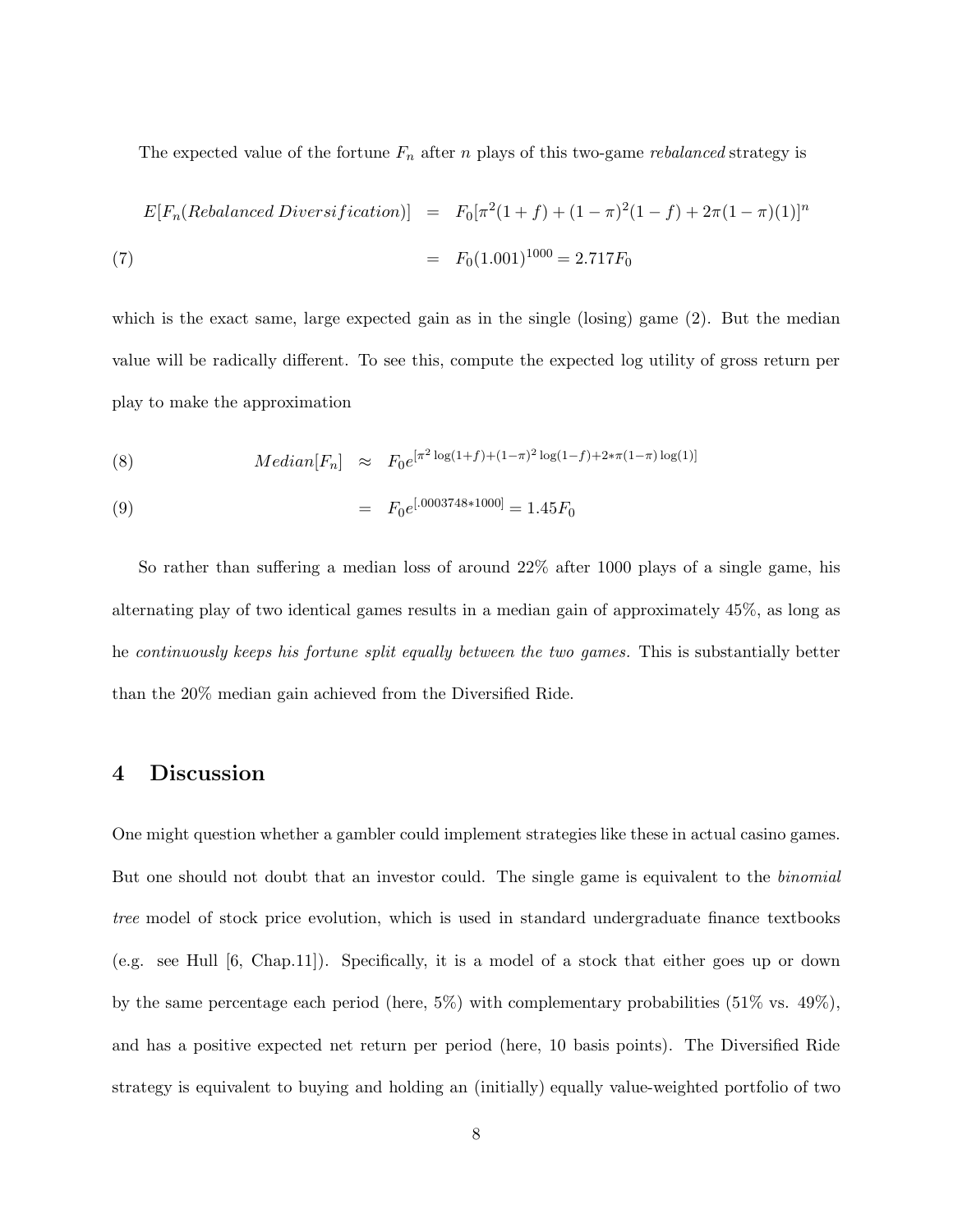The expected value of the fortune $F_n$ after $n$ plays of this two-game *rebalanced* strategy is

$$
\begin{aligned}
E[F_n(Rebalanced\,Diversification)] &= F_0[\pi^2(1+f) + (1-\pi)^2(1-f) + 2\pi(1-\pi)(1)]^n \\
&= F_0(1.001)^{1000} = 2.717F_0 \qquad (7)
\end{aligned}
$$

which is the exact same, large expected gain as in the single (losing) game (2). But the median value will be radically different. To see this, compute the expected log utility of gross return per play to make the approximation

$$
\begin{aligned}
Median[F_n] &\approx F_0 e^{[\pi^2 \log(1+f) + (1-\pi)^2 \log(1-f) + 2*\pi(1-\pi)\log(1)]} \qquad (8) \\
&= F_0 e^{[.0003748*1000]} = 1.45F_0 \qquad (9)
\end{aligned}
$$

So rather than suffering a median loss of around 22% after 1000 plays of a single game, his alternating play of two identical games results in a median gain of approximately 45%, as long as he *continuously keeps his fortune split equally between the two games.* This is substantially better than the 20% median gain achieved from the Diversified Ride.

## 4 Discussion

One might question whether a gambler could implement strategies like these in actual casino games. But one should not doubt that an investor could. The single game is equivalent to the *binomial tree* model of stock price evolution, which is used in standard undergraduate finance textbooks (e.g. see Hull [6, Chap.11]). Specifically, it is a model of a stock that either goes up or down by the same percentage each period (here, 5%) with complementary probabilities (51% vs. 49%), and has a positive expected net return per period (here, 10 basis points). The Diversified Ride strategy is equivalent to buying and holding an (initially) equally value-weighted portfolio of two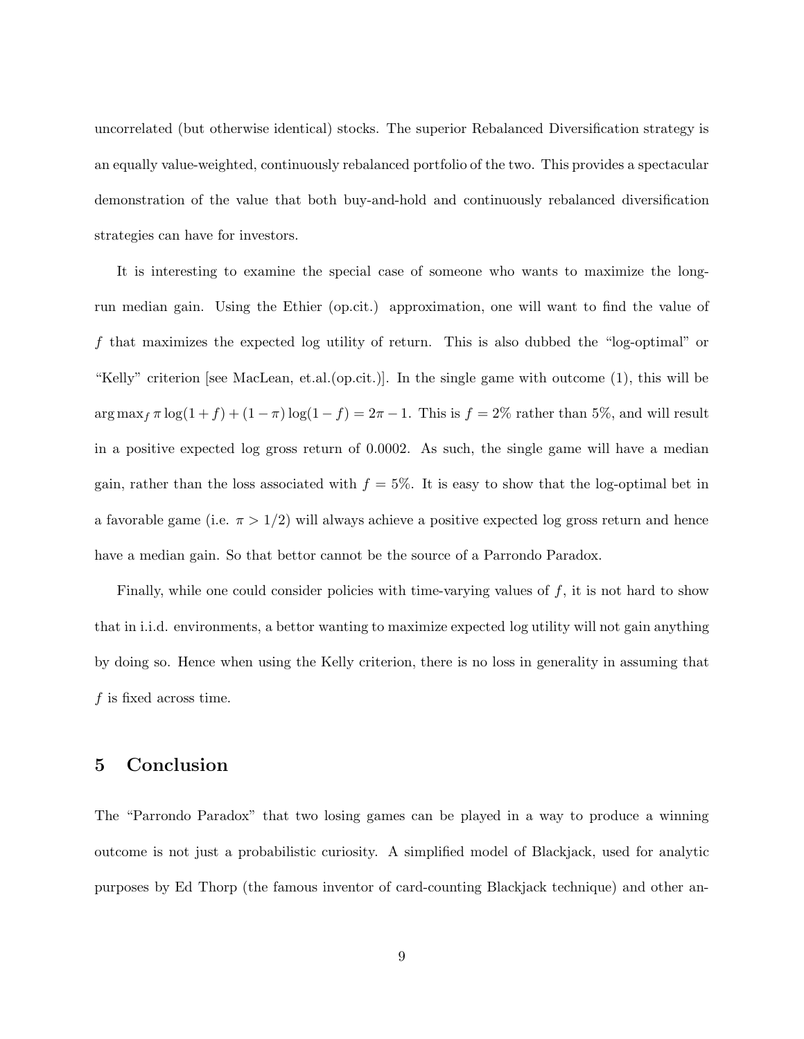uncorrelated (but otherwise identical) stocks. The superior Rebalanced Diversification strategy is an equally value-weighted, continuously rebalanced portfolio of the two. This provides a spectacular demonstration of the value that both buy-and-hold and continuously rebalanced diversification strategies can have for investors.

It is interesting to examine the special case of someone who wants to maximize the long-run median gain. Using the Ethier (op.cit.) approximation, one will want to find the value of $f$ that maximizes the expected log utility of return. This is also dubbed the "log-optimal" or "Kelly" criterion [see MacLean, et.al.(op.cit.)]. In the single game with outcome (1), this will be $\arg\max_f \pi \log(1+f) + (1-\pi)\log(1-f) = 2\pi - 1$. This is $f = 2\%$ rather than 5%, and will result in a positive expected log gross return of 0.0002. As such, the single game will have a median gain, rather than the loss associated with $f = 5\%$. It is easy to show that the log-optimal bet in a favorable game (i.e. $\pi > 1/2$) will always achieve a positive expected log gross return and hence have a median gain. So that bettor cannot be the source of a Parrondo Paradox.

Finally, while one could consider policies with time-varying values of $f$, it is not hard to show that in i.i.d. environments, a bettor wanting to maximize expected log utility will not gain anything by doing so. Hence when using the Kelly criterion, there is no loss in generality in assuming that $f$ is fixed across time.

## 5 Conclusion

The "Parrondo Paradox" that two losing games can be played in a way to produce a winning outcome is not just a probabilistic curiosity. A simplified model of Blackjack, used for analytic purposes by Ed Thorp (the famous inventor of card-counting Blackjack technique) and other an-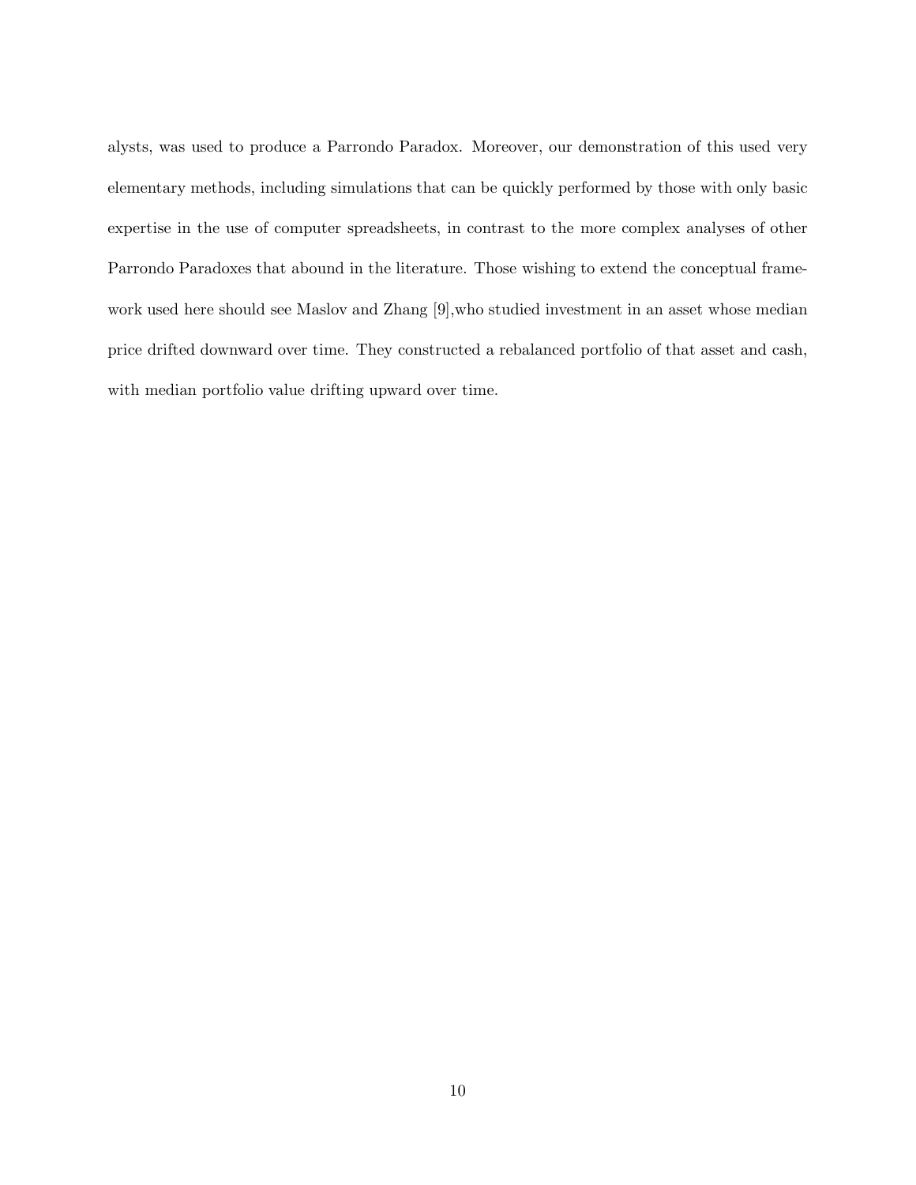alysts, was used to produce a Parrondo Paradox. Moreover, our demonstration of this used very elementary methods, including simulations that can be quickly performed by those with only basic expertise in the use of computer spreadsheets, in contrast to the more complex analyses of other Parrondo Paradoxes that abound in the literature. Those wishing to extend the conceptual framework used here should see Maslov and Zhang [9],who studied investment in an asset whose median price drifted downward over time. They constructed a rebalanced portfolio of that asset and cash, with median portfolio value drifting upward over time.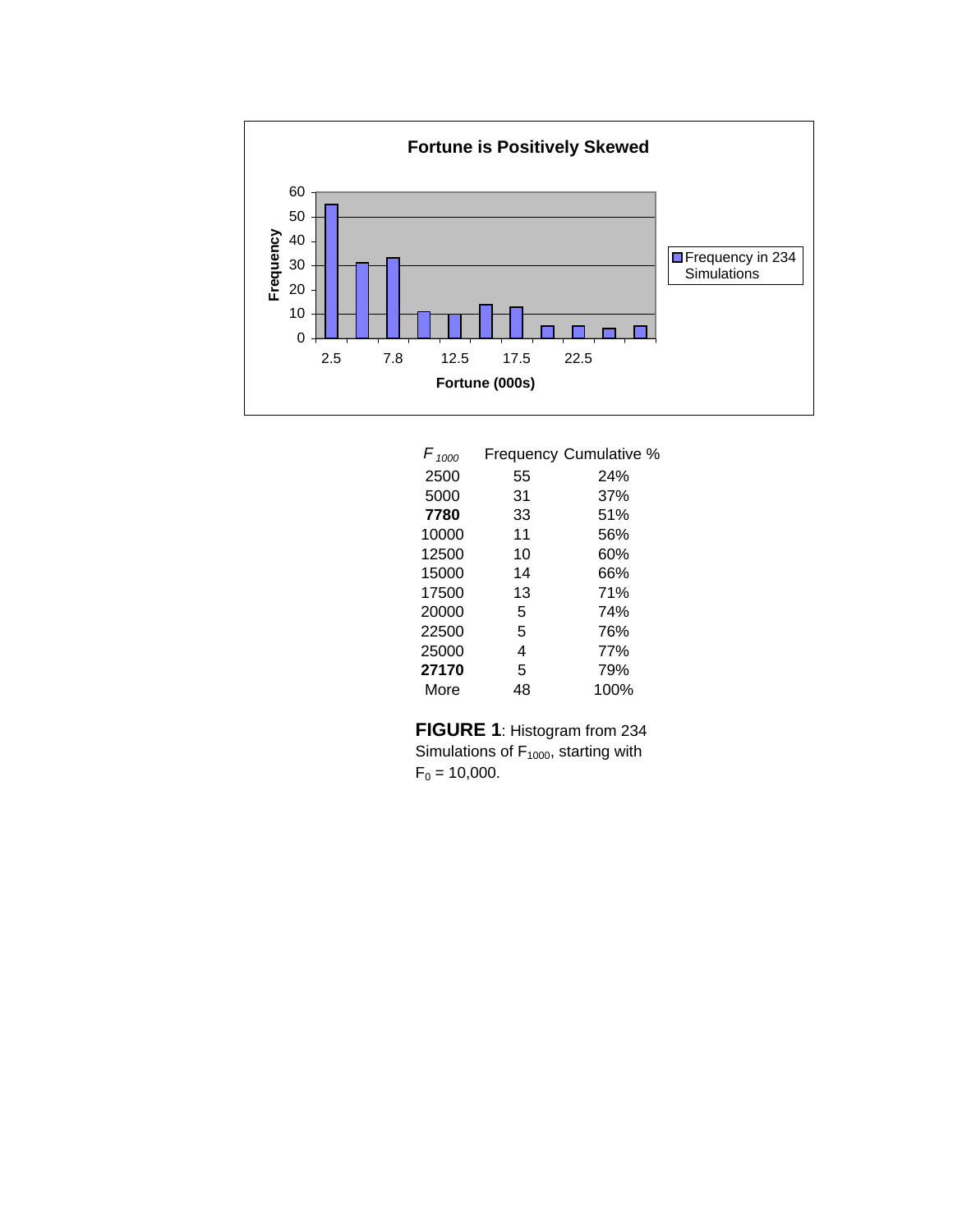**Fortune is Positively Skewed**

| $F_{1000}$ | Frequency | Cumulative % |
|---|---|---|
| 2500 | 55 | 24% |
| 5000 | 31 | 37% |
| **7780** | 33 | 51% |
| 10000 | 11 | 56% |
| 12500 | 10 | 60% |
| 15000 | 14 | 66% |
| 17500 | 13 | 71% |
| 20000 | 5 | 74% |
| 22500 | 5 | 76% |
| 25000 | 4 | 77% |
| **27170** | 5 | 79% |
| More | 48 | 100% |

**FIGURE 1**: Histogram from 234 Simulations of $F_{1000}$, starting with $F_0$ = 10,000.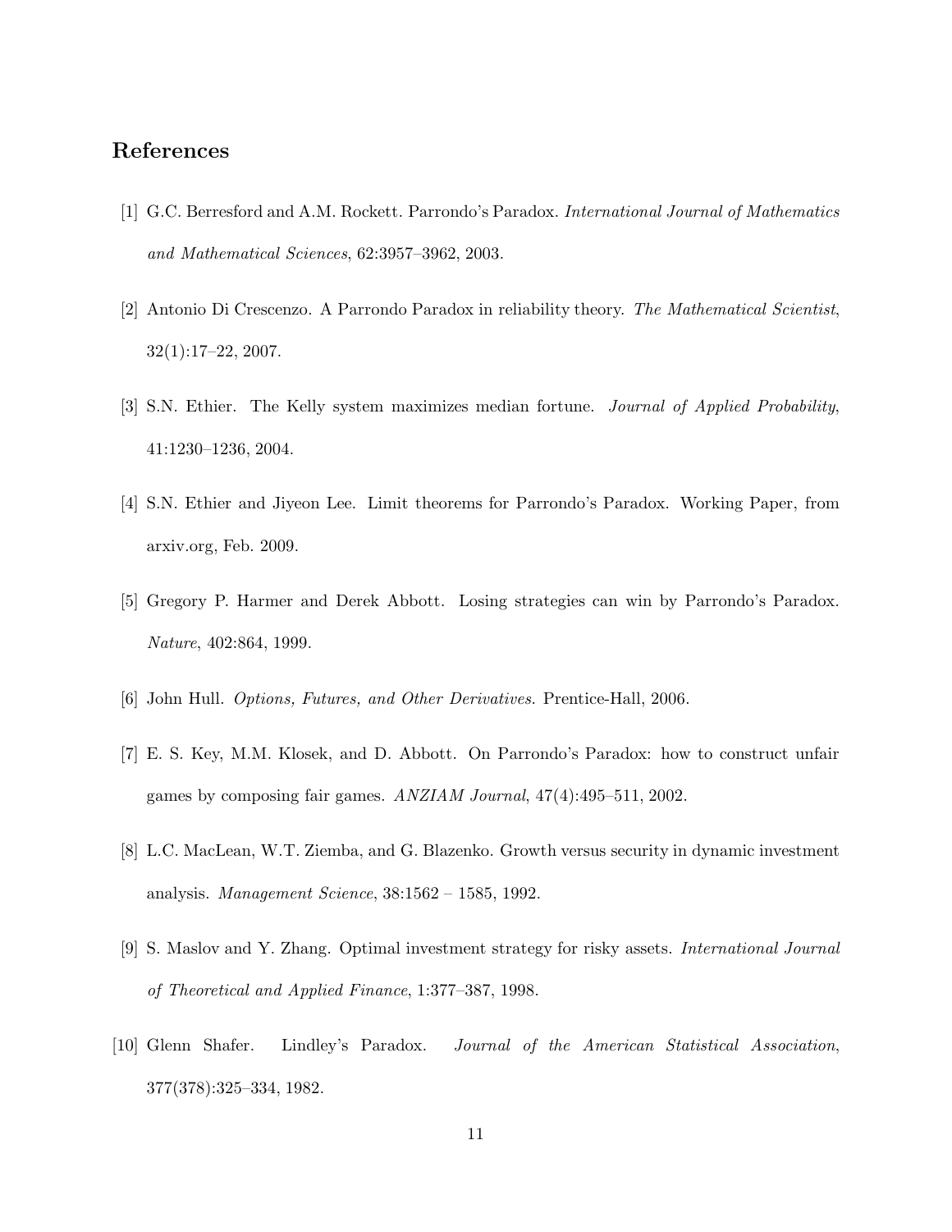## References

[1] G.C. Berresford and A.M. Rockett. Parrondo's Paradox. *International Journal of Mathematics and Mathematical Sciences*, 62:3957–3962, 2003.

[2] Antonio Di Crescenzo. A Parrondo Paradox in reliability theory. *The Mathematical Scientist*, 32(1):17–22, 2007.

[3] S.N. Ethier. The Kelly system maximizes median fortune. *Journal of Applied Probability*, 41:1230–1236, 2004.

[4] S.N. Ethier and Jiyeon Lee. Limit theorems for Parrondo's Paradox. Working Paper, from arxiv.org, Feb. 2009.

[5] Gregory P. Harmer and Derek Abbott. Losing strategies can win by Parrondo's Paradox. *Nature*, 402:864, 1999.

[6] John Hull. *Options, Futures, and Other Derivatives*. Prentice-Hall, 2006.

[7] E. S. Key, M.M. Klosek, and D. Abbott. On Parrondo's Paradox: how to construct unfair games by composing fair games. *ANZIAM Journal*, 47(4):495–511, 2002.

[8] L.C. MacLean, W.T. Ziemba, and G. Blazenko. Growth versus security in dynamic investment analysis. *Management Science*, 38:1562 – 1585, 1992.

[9] S. Maslov and Y. Zhang. Optimal investment strategy for risky assets. *International Journal of Theoretical and Applied Finance*, 1:377–387, 1998.

[10] Glenn Shafer. Lindley's Paradox. *Journal of the American Statistical Association*, 377(378):325–334, 1982.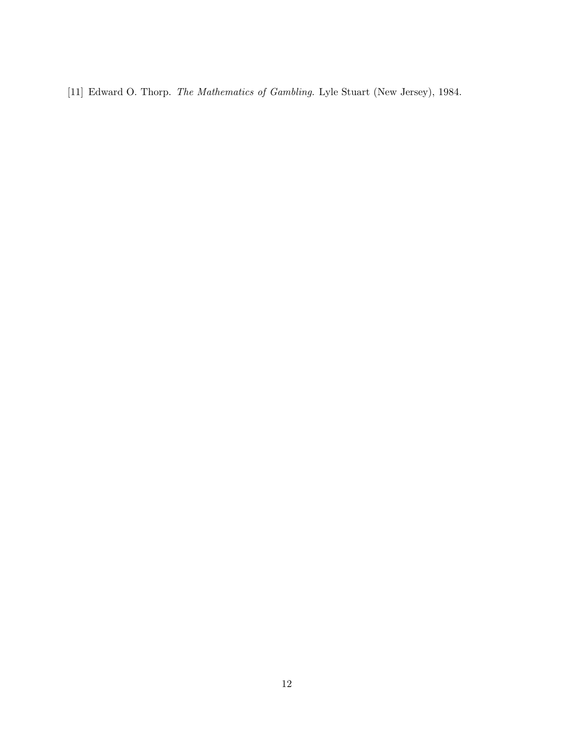[11] Edward O. Thorp. *The Mathematics of Gambling*. Lyle Stuart (New Jersey), 1984.